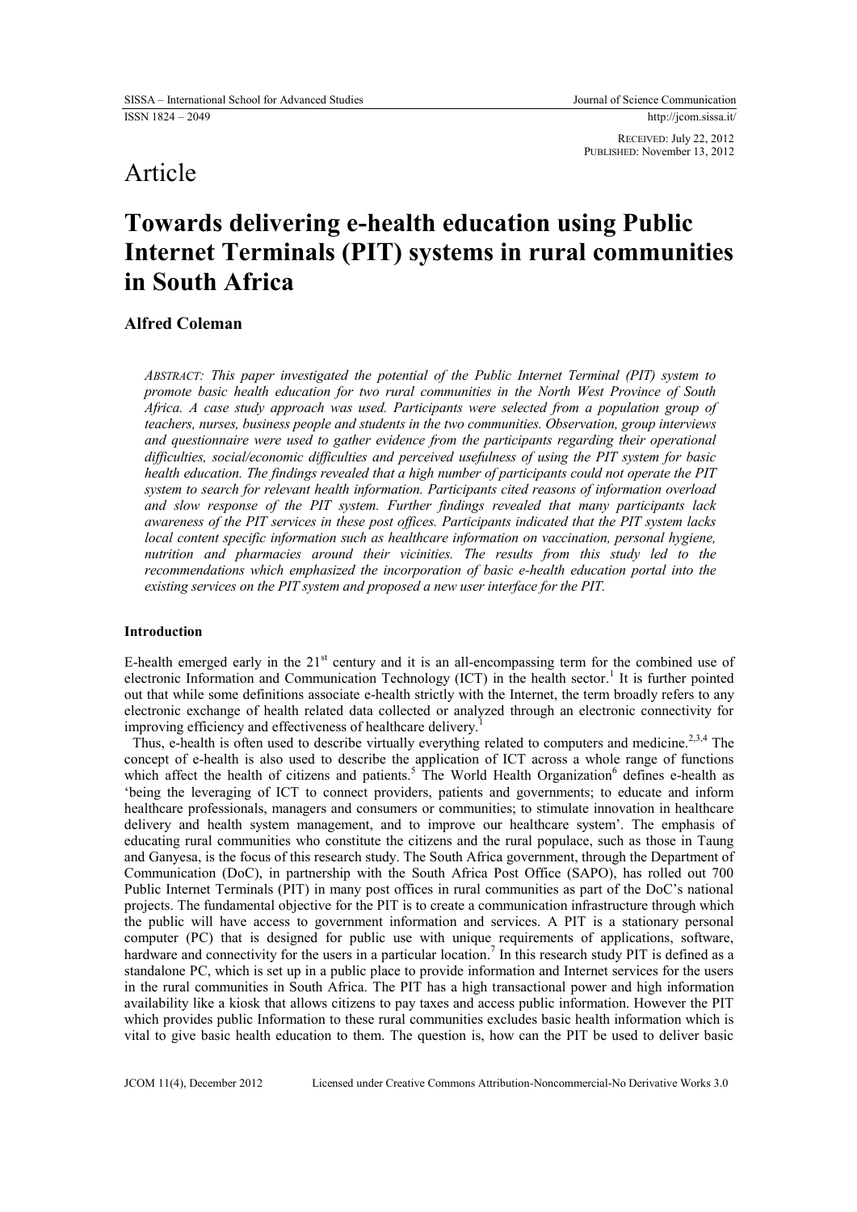RECEIVED: July 22, 2012
PUBLISHED: November 13, 2012

Article

# Towards delivering e-health education using Public Internet Terminals (PIT) systems in rural communities in South Africa

**Alfred Coleman**

*ABSTRACT: This paper investigated the potential of the Public Internet Terminal (PIT) system to promote basic health education for two rural communities in the North West Province of South Africa. A case study approach was used. Participants were selected from a population group of teachers, nurses, business people and students in the two communities. Observation, group interviews and questionnaire were used to gather evidence from the participants regarding their operational difficulties, social/economic difficulties and perceived usefulness of using the PIT system for basic health education. The findings revealed that a high number of participants could not operate the PIT system to search for relevant health information. Participants cited reasons of information overload and slow response of the PIT system. Further findings revealed that many participants lack awareness of the PIT services in these post offices. Participants indicated that the PIT system lacks local content specific information such as healthcare information on vaccination, personal hygiene, nutrition and pharmacies around their vicinities. The results from this study led to the recommendations which emphasized the incorporation of basic e-health education portal into the existing services on the PIT system and proposed a new user interface for the PIT.*

## Introduction

E-health emerged early in the 21st century and it is an all-encompassing term for the combined use of electronic Information and Communication Technology (ICT) in the health sector.[1] It is further pointed out that while some definitions associate e-health strictly with the Internet, the term broadly refers to any electronic exchange of health related data collected or analyzed through an electronic connectivity for improving efficiency and effectiveness of healthcare delivery.[1]

Thus, e-health is often used to describe virtually everything related to computers and medicine.[2,3,4] The concept of e-health is also used to describe the application of ICT across a whole range of functions which affect the health of citizens and patients.[5] The World Health Organization[6] defines e-health as 'being the leveraging of ICT to connect providers, patients and governments; to educate and inform healthcare professionals, managers and consumers or communities; to stimulate innovation in healthcare delivery and health system management, and to improve our healthcare system'. The emphasis of educating rural communities who constitute the citizens and the rural populace, such as those in Taung and Ganyesa, is the focus of this research study. The South Africa government, through the Department of Communication (DoC), in partnership with the South Africa Post Office (SAPO), has rolled out 700 Public Internet Terminals (PIT) in many post offices in rural communities as part of the DoC's national projects. The fundamental objective for the PIT is to create a communication infrastructure through which the public will have access to government information and services. A PIT is a stationary personal computer (PC) that is designed for public use with unique requirements of applications, software, hardware and connectivity for the users in a particular location.[7] In this research study PIT is defined as a standalone PC, which is set up in a public place to provide information and Internet services for the users in the rural communities in South Africa. The PIT has a high transactional power and high information availability like a kiosk that allows citizens to pay taxes and access public information. However the PIT which provides public Information to these rural communities excludes basic health information which is vital to give basic health education to them. The question is, how can the PIT be used to deliver basic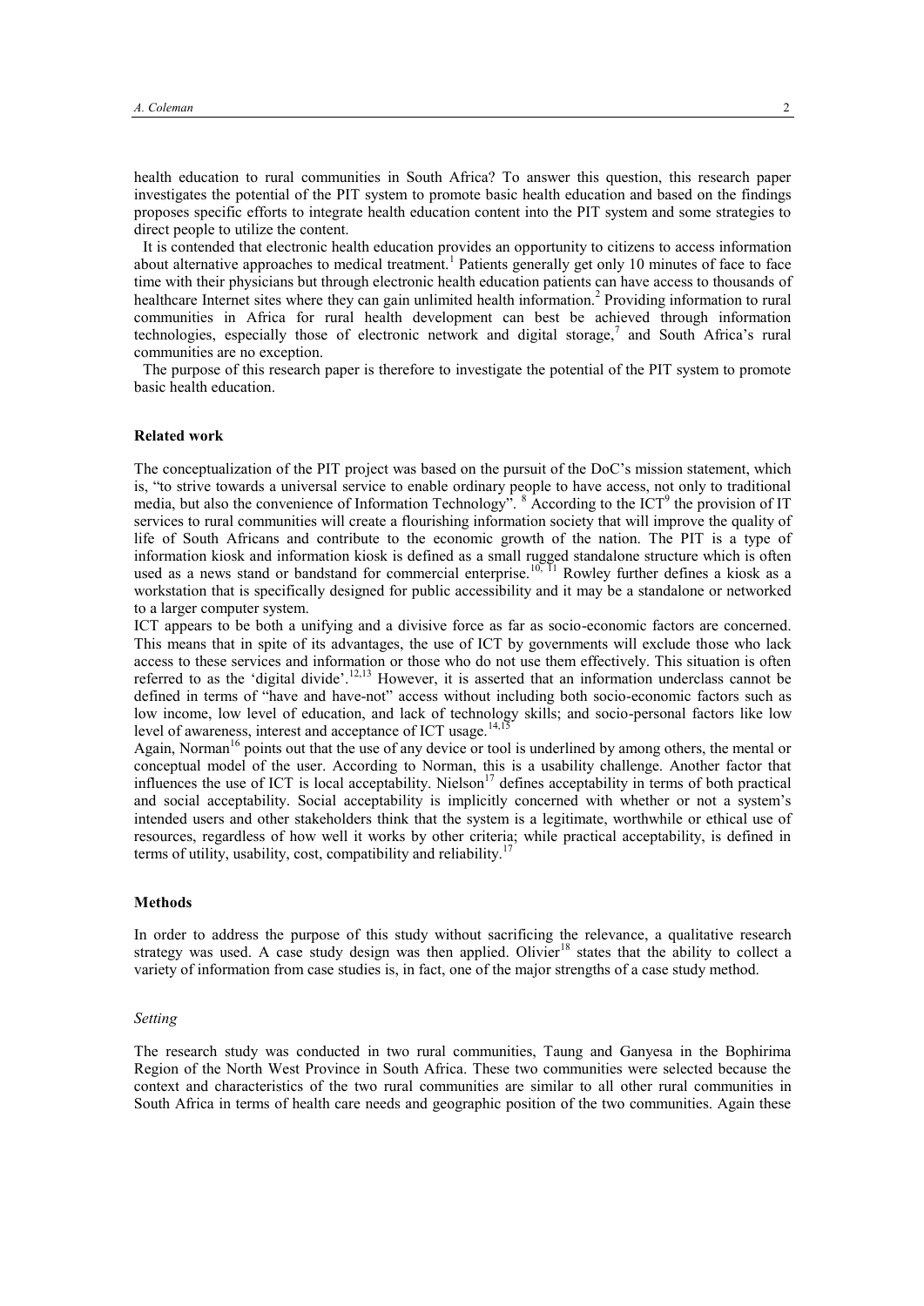health education to rural communities in South Africa? To answer this question, this research paper investigates the potential of the PIT system to promote basic health education and based on the findings proposes specific efforts to integrate health education content into the PIT system and some strategies to direct people to utilize the content.

It is contended that electronic health education provides an opportunity to citizens to access information about alternative approaches to medical treatment.[1] Patients generally get only 10 minutes of face to face time with their physicians but through electronic health education patients can have access to thousands of healthcare Internet sites where they can gain unlimited health information.[2] Providing information to rural communities in Africa for rural health development can best be achieved through information technologies, especially those of electronic network and digital storage,[7] and South Africa's rural communities are no exception.

The purpose of this research paper is therefore to investigate the potential of the PIT system to promote basic health education.

## Related work

The conceptualization of the PIT project was based on the pursuit of the DoC's mission statement, which is, "to strive towards a universal service to enable ordinary people to have access, not only to traditional media, but also the convenience of Information Technology".[8] According to the ICT[9] the provision of IT services to rural communities will create a flourishing information society that will improve the quality of life of South Africans and contribute to the economic growth of the nation. The PIT is a type of information kiosk and information kiosk is defined as a small rugged standalone structure which is often used as a news stand or bandstand for commercial enterprise.[10, 11] Rowley further defines a kiosk as a workstation that is specifically designed for public accessibility and it may be a standalone or networked to a larger computer system.

ICT appears to be both a unifying and a divisive force as far as socio-economic factors are concerned. This means that in spite of its advantages, the use of ICT by governments will exclude those who lack access to these services and information or those who do not use them effectively. This situation is often referred to as the 'digital divide'.[12,13] However, it is asserted that an information underclass cannot be defined in terms of "have and have-not" access without including both socio-economic factors such as low income, low level of education, and lack of technology skills; and socio-personal factors like low level of awareness, interest and acceptance of ICT usage.[14,15]

Again, Norman[16] points out that the use of any device or tool is underlined by among others, the mental or conceptual model of the user. According to Norman, this is a usability challenge. Another factor that influences the use of ICT is local acceptability. Nielson[17] defines acceptability in terms of both practical and social acceptability. Social acceptability is implicitly concerned with whether or not a system's intended users and other stakeholders think that the system is a legitimate, worthwhile or ethical use of resources, regardless of how well it works by other criteria; while practical acceptability, is defined in terms of utility, usability, cost, compatibility and reliability.[17]

## Methods

In order to address the purpose of this study without sacrificing the relevance, a qualitative research strategy was used. A case study design was then applied. Olivier[18] states that the ability to collect a variety of information from case studies is, in fact, one of the major strengths of a case study method.

### *Setting*

The research study was conducted in two rural communities, Taung and Ganyesa in the Bophirima Region of the North West Province in South Africa. These two communities were selected because the context and characteristics of the two rural communities are similar to all other rural communities in South Africa in terms of health care needs and geographic position of the two communities. Again these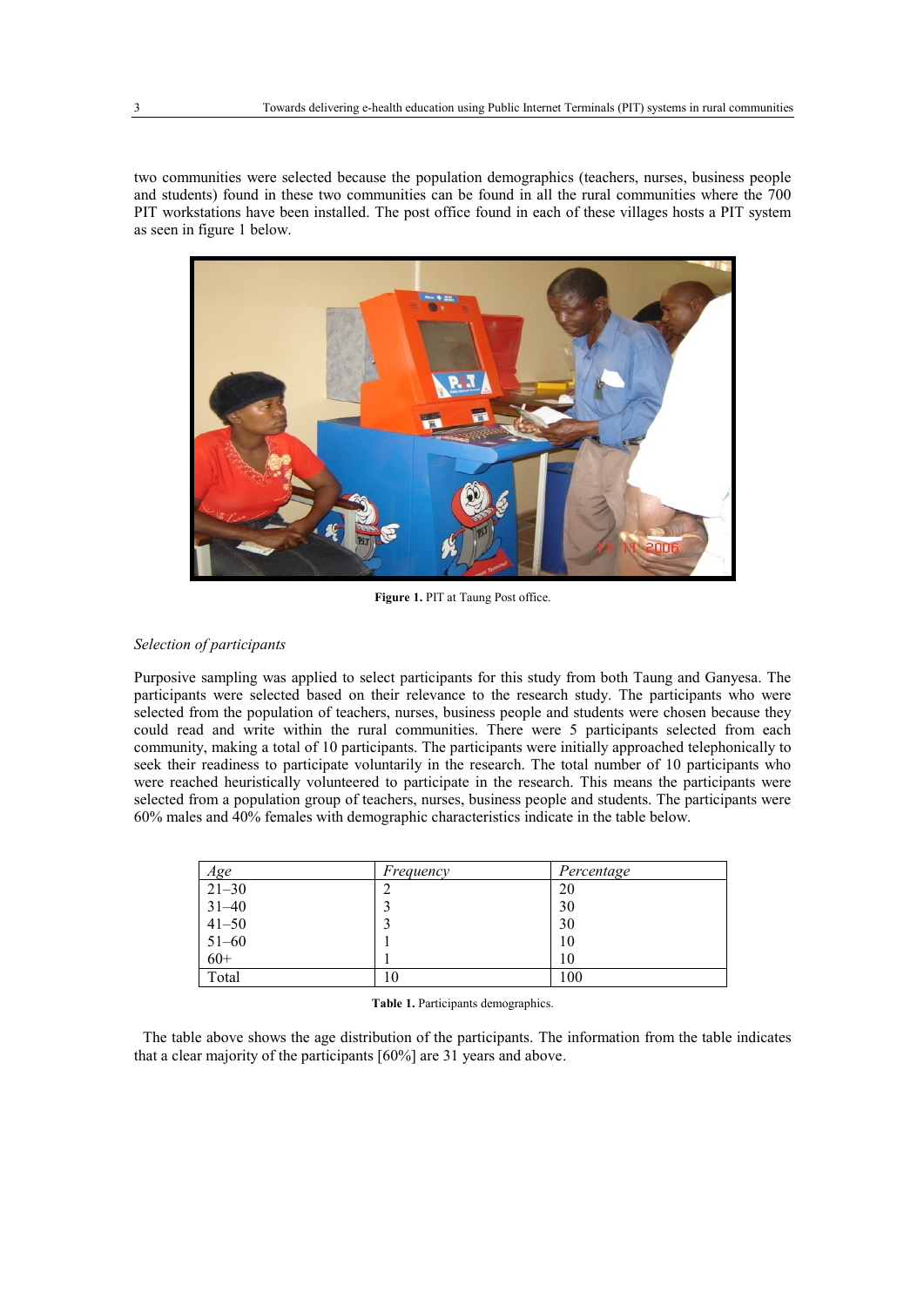two communities were selected because the population demographics (teachers, nurses, business people and students) found in these two communities can be found in all the rural communities where the 700 PIT workstations have been installed. The post office found in each of these villages hosts a PIT system as seen in figure 1 below.

**Figure 1.** PIT at Taung Post office.

*Selection of participants*

Purposive sampling was applied to select participants for this study from both Taung and Ganyesa. The participants were selected based on their relevance to the research study. The participants who were selected from the population of teachers, nurses, business people and students were chosen because they could read and write within the rural communities. There were 5 participants selected from each community, making a total of 10 participants. The participants were initially approached telephonically to seek their readiness to participate voluntarily in the research. The total number of 10 participants who were reached heuristically volunteered to participate in the research. This means the participants were selected from a population group of teachers, nurses, business people and students. The participants were 60% males and 40% females with demographic characteristics indicate in the table below.

| *Age* | *Frequency* | *Percentage* |
|---|---|---|
| 21–30 | 2 | 20 |
| 31–40 | 3 | 30 |
| 41–50 | 3 | 30 |
| 51–60 | 1 | 10 |
| 60+ | 1 | 10 |
| Total | 10 | 100 |

**Table 1.** Participants demographics.

The table above shows the age distribution of the participants. The information from the table indicates that a clear majority of the participants [60%] are 31 years and above.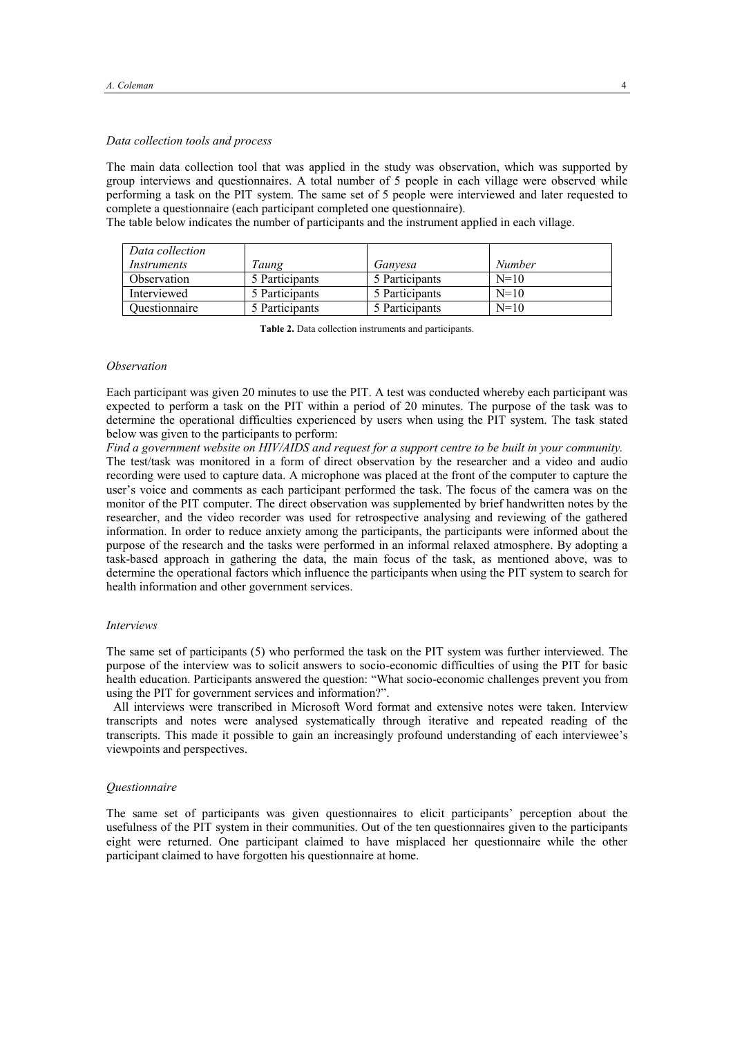*Data collection tools and process*

The main data collection tool that was applied in the study was observation, which was supported by group interviews and questionnaires. A total number of 5 people in each village were observed while performing a task on the PIT system. The same set of 5 people were interviewed and later requested to complete a questionnaire (each participant completed one questionnaire).

The table below indicates the number of participants and the instrument applied in each village.

| *Data collection Instruments* | *Taung* | *Ganyesa* | *Number* |
|---|---|---|---|
| Observation | 5 Participants | 5 Participants | N=10 |
| Interviewed | 5 Participants | 5 Participants | N=10 |
| Questionnaire | 5 Participants | 5 Participants | N=10 |

**Table 2.** Data collection instruments and participants.

*Observation*

Each participant was given 20 minutes to use the PIT. A test was conducted whereby each participant was expected to perform a task on the PIT within a period of 20 minutes. The purpose of the task was to determine the operational difficulties experienced by users when using the PIT system. The task stated below was given to the participants to perform:

*Find a government website on HIV/AIDS and request for a support centre to be built in your community.*

The test/task was monitored in a form of direct observation by the researcher and a video and audio recording were used to capture data. A microphone was placed at the front of the computer to capture the user's voice and comments as each participant performed the task. The focus of the camera was on the monitor of the PIT computer. The direct observation was supplemented by brief handwritten notes by the researcher, and the video recorder was used for retrospective analysing and reviewing of the gathered information. In order to reduce anxiety among the participants, the participants were informed about the purpose of the research and the tasks were performed in an informal relaxed atmosphere. By adopting a task-based approach in gathering the data, the main focus of the task, as mentioned above, was to determine the operational factors which influence the participants when using the PIT system to search for health information and other government services.

*Interviews*

The same set of participants (5) who performed the task on the PIT system was further interviewed. The purpose of the interview was to solicit answers to socio-economic difficulties of using the PIT for basic health education. Participants answered the question: "What socio-economic challenges prevent you from using the PIT for government services and information?".

All interviews were transcribed in Microsoft Word format and extensive notes were taken. Interview transcripts and notes were analysed systematically through iterative and repeated reading of the transcripts. This made it possible to gain an increasingly profound understanding of each interviewee's viewpoints and perspectives.

*Questionnaire*

The same set of participants was given questionnaires to elicit participants' perception about the usefulness of the PIT system in their communities. Out of the ten questionnaires given to the participants eight were returned. One participant claimed to have misplaced her questionnaire while the other participant claimed to have forgotten his questionnaire at home.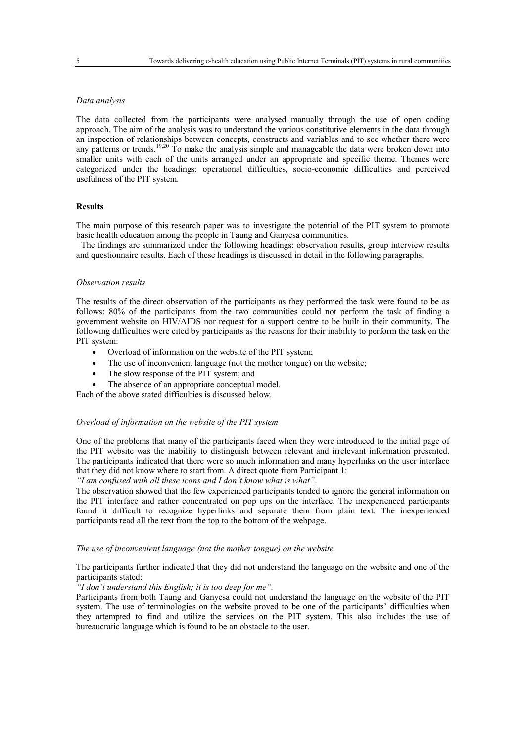*Data analysis*

The data collected from the participants were analysed manually through the use of open coding approach. The aim of the analysis was to understand the various constitutive elements in the data through an inspection of relationships between concepts, constructs and variables and to see whether there were any patterns or trends.[19,20] To make the analysis simple and manageable the data were broken down into smaller units with each of the units arranged under an appropriate and specific theme. Themes were categorized under the headings: operational difficulties, socio-economic difficulties and perceived usefulness of the PIT system.

## Results

The main purpose of this research paper was to investigate the potential of the PIT system to promote basic health education among the people in Taung and Ganyesa communities.

The findings are summarized under the following headings: observation results, group interview results and questionnaire results. Each of these headings is discussed in detail in the following paragraphs.

*Observation results*

The results of the direct observation of the participants as they performed the task were found to be as follows: 80% of the participants from the two communities could not perform the task of finding a government website on HIV/AIDS nor request for a support centre to be built in their community. The following difficulties were cited by participants as the reasons for their inability to perform the task on the PIT system:

- Overload of information on the website of the PIT system;
- The use of inconvenient language (not the mother tongue) on the website;
- The slow response of the PIT system; and
- The absence of an appropriate conceptual model.

Each of the above stated difficulties is discussed below.

*Overload of information on the website of the PIT system*

One of the problems that many of the participants faced when they were introduced to the initial page of the PIT website was the inability to distinguish between relevant and irrelevant information presented. The participants indicated that there were so much information and many hyperlinks on the user interface that they did not know where to start from. A direct quote from Participant 1:

*"I am confused with all these icons and I don't know what is what"*.

The observation showed that the few experienced participants tended to ignore the general information on the PIT interface and rather concentrated on pop ups on the interface. The inexperienced participants found it difficult to recognize hyperlinks and separate them from plain text. The inexperienced participants read all the text from the top to the bottom of the webpage.

*The use of inconvenient language (not the mother tongue) on the website*

The participants further indicated that they did not understand the language on the website and one of the participants stated:

*"I don't understand this English; it is too deep for me".*

Participants from both Taung and Ganyesa could not understand the language on the website of the PIT system. The use of terminologies on the website proved to be one of the participants' difficulties when they attempted to find and utilize the services on the PIT system. This also includes the use of bureaucratic language which is found to be an obstacle to the user.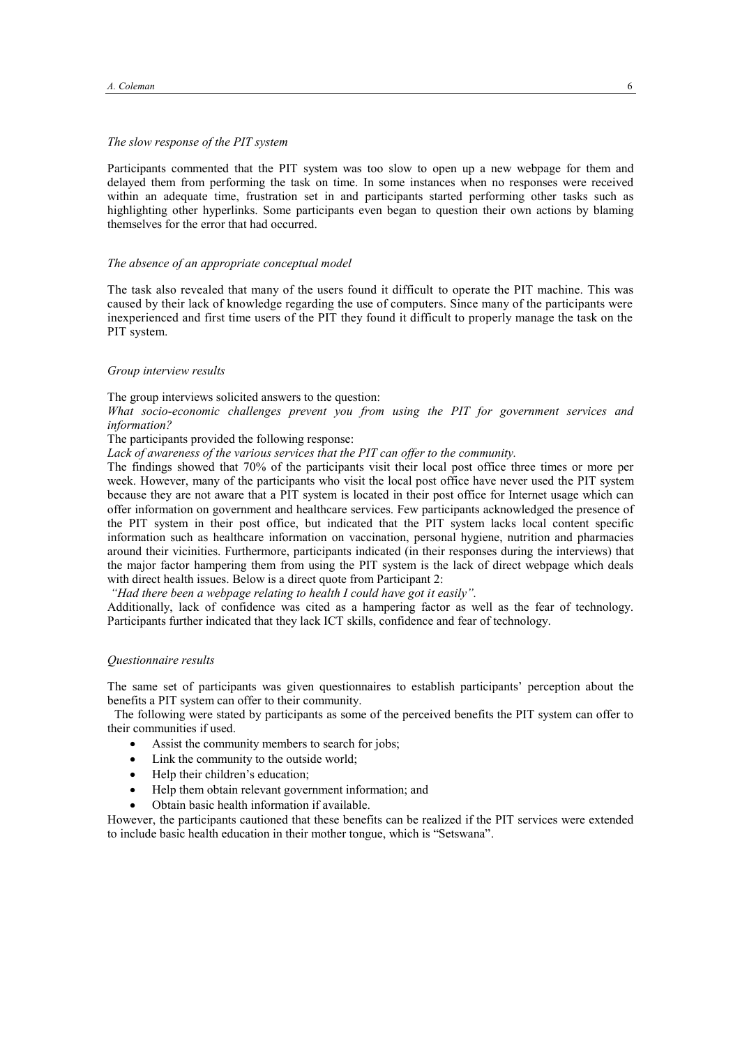### *The slow response of the PIT system*

Participants commented that the PIT system was too slow to open up a new webpage for them and delayed them from performing the task on time. In some instances when no responses were received within an adequate time, frustration set in and participants started performing other tasks such as highlighting other hyperlinks. Some participants even began to question their own actions by blaming themselves for the error that had occurred.

### *The absence of an appropriate conceptual model*

The task also revealed that many of the users found it difficult to operate the PIT machine. This was caused by their lack of knowledge regarding the use of computers. Since many of the participants were inexperienced and first time users of the PIT they found it difficult to properly manage the task on the PIT system.

### *Group interview results*

The group interviews solicited answers to the question:

*What socio-economic challenges prevent you from using the PIT for government services and information?*

The participants provided the following response:

*Lack of awareness of the various services that the PIT can offer to the community.*

The findings showed that 70% of the participants visit their local post office three times or more per week. However, many of the participants who visit the local post office have never used the PIT system because they are not aware that a PIT system is located in their post office for Internet usage which can offer information on government and healthcare services. Few participants acknowledged the presence of the PIT system in their post office, but indicated that the PIT system lacks local content specific information such as healthcare information on vaccination, personal hygiene, nutrition and pharmacies around their vicinities. Furthermore, participants indicated (in their responses during the interviews) that the major factor hampering them from using the PIT system is the lack of direct webpage which deals with direct health issues. Below is a direct quote from Participant 2:

*"Had there been a webpage relating to health I could have got it easily".*

Additionally, lack of confidence was cited as a hampering factor as well as the fear of technology. Participants further indicated that they lack ICT skills, confidence and fear of technology.

### *Questionnaire results*

The same set of participants was given questionnaires to establish participants' perception about the benefits a PIT system can offer to their community.

The following were stated by participants as some of the perceived benefits the PIT system can offer to their communities if used.

- Assist the community members to search for jobs;
- Link the community to the outside world;
- Help their children's education;
- Help them obtain relevant government information; and
- Obtain basic health information if available.

However, the participants cautioned that these benefits can be realized if the PIT services were extended to include basic health education in their mother tongue, which is "Setswana".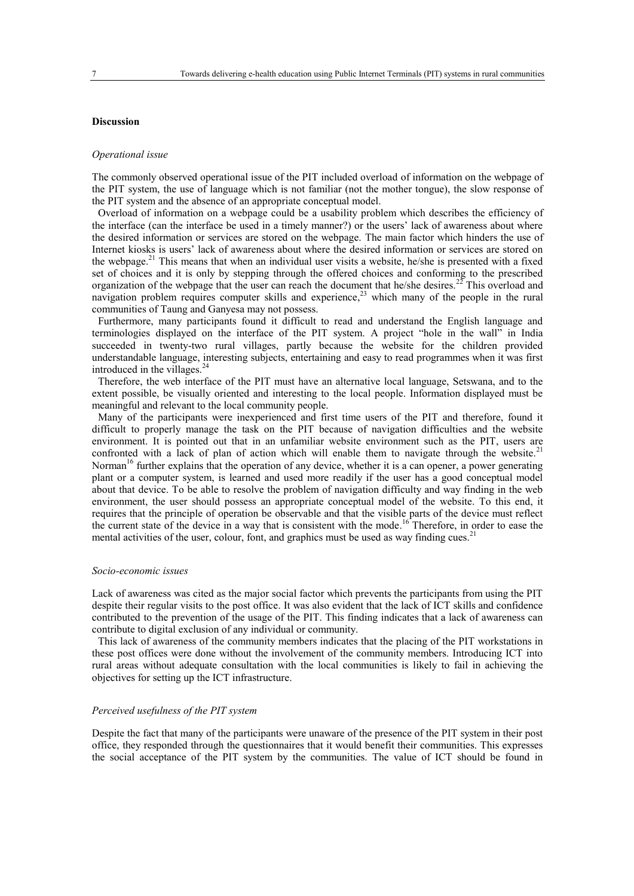## Discussion

### *Operational issue*

The commonly observed operational issue of the PIT included overload of information on the webpage of the PIT system, the use of language which is not familiar (not the mother tongue), the slow response of the PIT system and the absence of an appropriate conceptual model.

Overload of information on a webpage could be a usability problem which describes the efficiency of the interface (can the interface be used in a timely manner?) or the users' lack of awareness about where the desired information or services are stored on the webpage. The main factor which hinders the use of Internet kiosks is users' lack of awareness about where the desired information or services are stored on the webpage.[21] This means that when an individual user visits a website, he/she is presented with a fixed set of choices and it is only by stepping through the offered choices and conforming to the prescribed organization of the webpage that the user can reach the document that he/she desires.[22] This overload and navigation problem requires computer skills and experience,[23] which many of the people in the rural communities of Taung and Ganyesa may not possess.

Furthermore, many participants found it difficult to read and understand the English language and terminologies displayed on the interface of the PIT system. A project "hole in the wall" in India succeeded in twenty-two rural villages, partly because the website for the children provided understandable language, interesting subjects, entertaining and easy to read programmes when it was first introduced in the villages.[24]

Therefore, the web interface of the PIT must have an alternative local language, Setswana, and to the extent possible, be visually oriented and interesting to the local people. Information displayed must be meaningful and relevant to the local community people.

Many of the participants were inexperienced and first time users of the PIT and therefore, found it difficult to properly manage the task on the PIT because of navigation difficulties and the website environment. It is pointed out that in an unfamiliar website environment such as the PIT, users are confronted with a lack of plan of action which will enable them to navigate through the website.[21] Norman[16] further explains that the operation of any device, whether it is a can opener, a power generating plant or a computer system, is learned and used more readily if the user has a good conceptual model about that device. To be able to resolve the problem of navigation difficulty and way finding in the web environment, the user should possess an appropriate conceptual model of the website. To this end, it requires that the principle of operation be observable and that the visible parts of the device must reflect the current state of the device in a way that is consistent with the mode.[16] Therefore, in order to ease the mental activities of the user, colour, font, and graphics must be used as way finding cues.[21]

### *Socio-economic issues*

Lack of awareness was cited as the major social factor which prevents the participants from using the PIT despite their regular visits to the post office. It was also evident that the lack of ICT skills and confidence contributed to the prevention of the usage of the PIT. This finding indicates that a lack of awareness can contribute to digital exclusion of any individual or community.

This lack of awareness of the community members indicates that the placing of the PIT workstations in these post offices were done without the involvement of the community members. Introducing ICT into rural areas without adequate consultation with the local communities is likely to fail in achieving the objectives for setting up the ICT infrastructure.

### *Perceived usefulness of the PIT system*

Despite the fact that many of the participants were unaware of the presence of the PIT system in their post office, they responded through the questionnaires that it would benefit their communities. This expresses the social acceptance of the PIT system by the communities. The value of ICT should be found in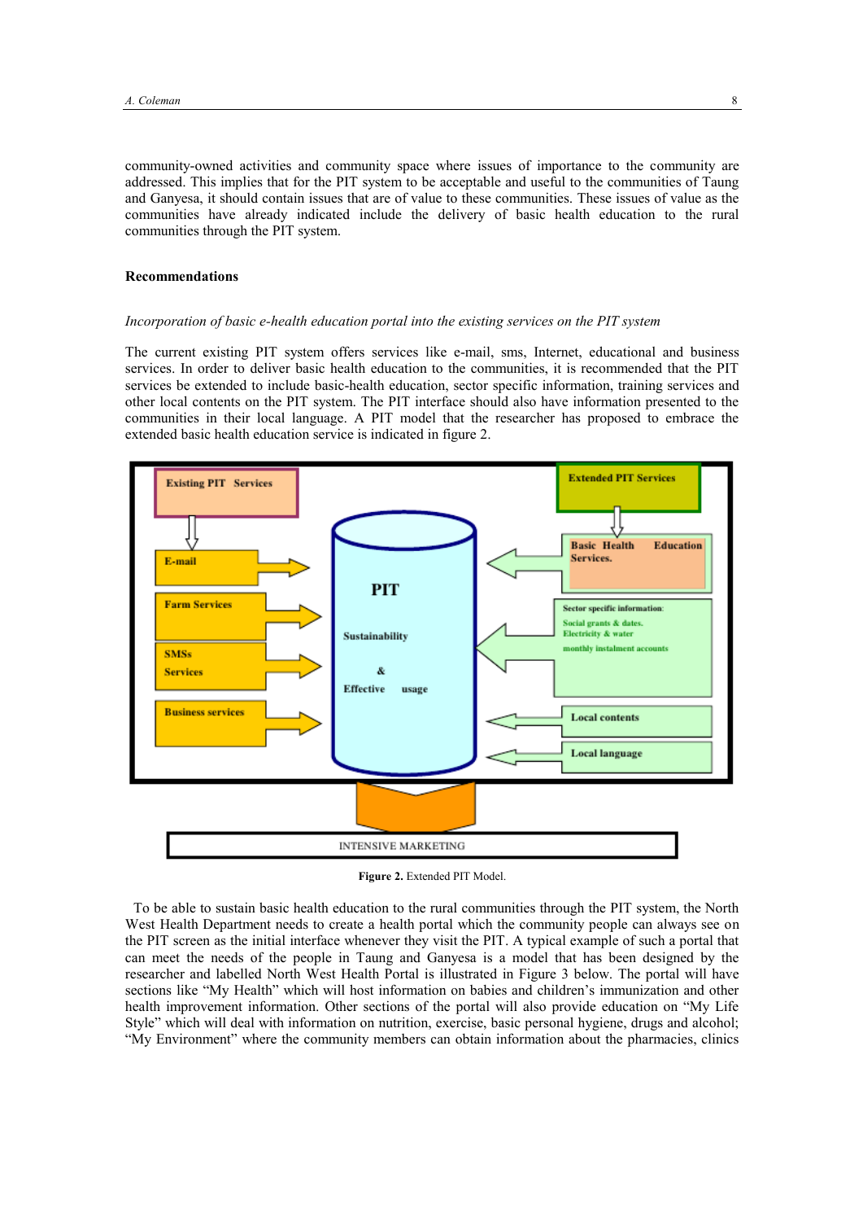community-owned activities and community space where issues of importance to the community are addressed. This implies that for the PIT system to be acceptable and useful to the communities of Taung and Ganyesa, it should contain issues that are of value to these communities. These issues of value as the communities have already indicated include the delivery of basic health education to the rural communities through the PIT system.

## Recommendations

*Incorporation of basic e-health education portal into the existing services on the PIT system*

The current existing PIT system offers services like e-mail, sms, Internet, educational and business services. In order to deliver basic health education to the communities, it is recommended that the PIT services be extended to include basic-health education, sector specific information, training services and other local contents on the PIT system. The PIT interface should also have information presented to the communities in their local language. A PIT model that the researcher has proposed to embrace the extended basic health education service is indicated in figure 2.

Existing PIT Services

E-mail

Farm Services

SMSs Services

Business services

PIT

Sustainability & Effective usage

Extended PIT Services

Basic Health Education Services.

Sector specific information: Social grants & dates. Electricity & water monthly instalment accounts

Local contents

Local language

INTENSIVE MARKETING

**Figure 2.** Extended PIT Model.

To be able to sustain basic health education to the rural communities through the PIT system, the North West Health Department needs to create a health portal which the community people can always see on the PIT screen as the initial interface whenever they visit the PIT. A typical example of such a portal that can meet the needs of the people in Taung and Ganyesa is a model that has been designed by the researcher and labelled North West Health Portal is illustrated in Figure 3 below. The portal will have sections like "My Health" which will host information on babies and children's immunization and other health improvement information. Other sections of the portal will also provide education on "My Life Style" which will deal with information on nutrition, exercise, basic personal hygiene, drugs and alcohol; "My Environment" where the community members can obtain information about the pharmacies, clinics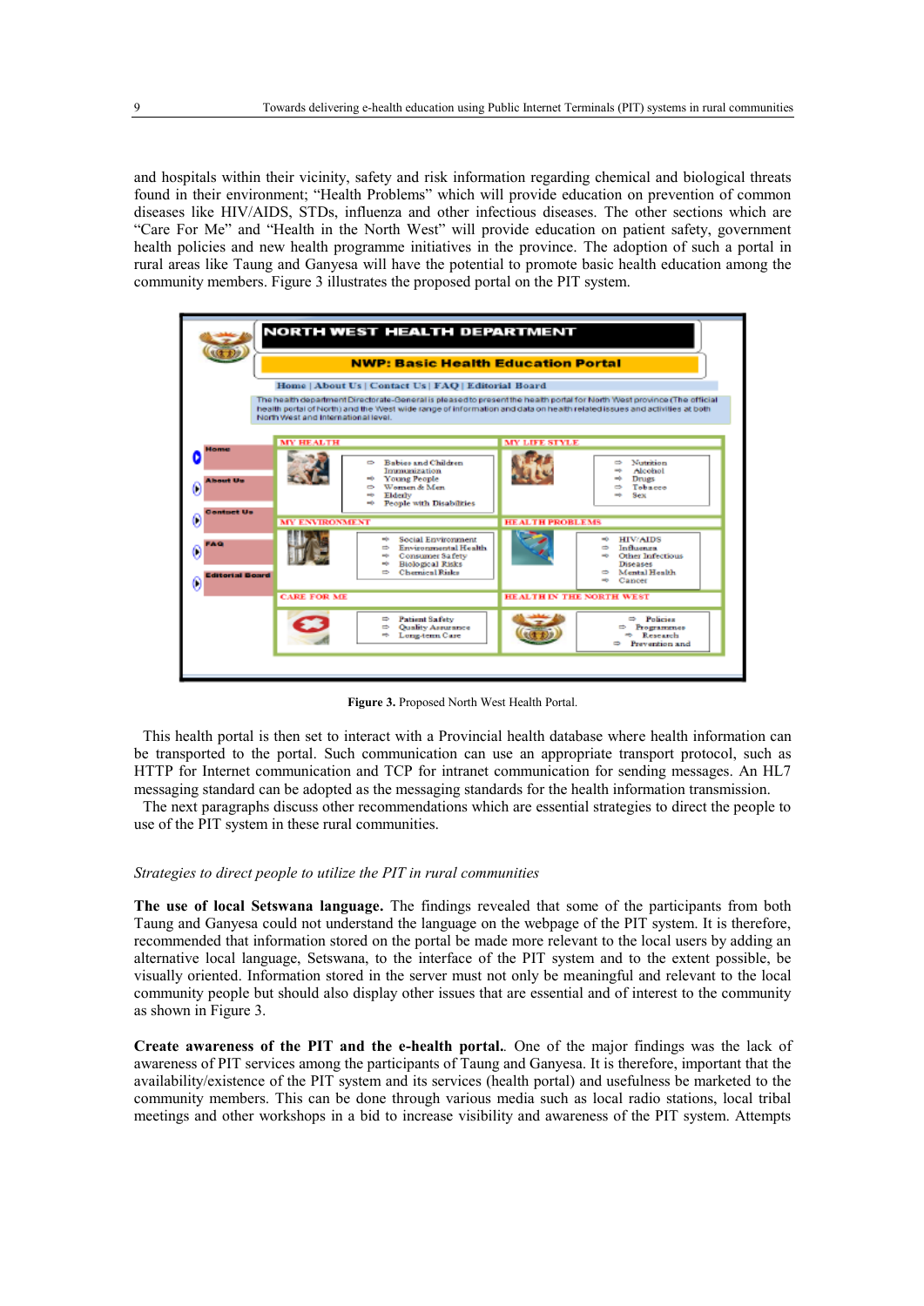and hospitals within their vicinity, safety and risk information regarding chemical and biological threats found in their environment; "Health Problems" which will provide education on prevention of common diseases like HIV/AIDS, STDs, influenza and other infectious diseases. The other sections which are "Care For Me" and "Health in the North West" will provide education on patient safety, government health policies and new health programme initiatives in the province. The adoption of such a portal in rural areas like Taung and Ganyesa will have the potential to promote basic health education among the community members. Figure 3 illustrates the proposed portal on the PIT system.

**Figure 3.** Proposed North West Health Portal.

This health portal is then set to interact with a Provincial health database where health information can be transported to the portal. Such communication can use an appropriate transport protocol, such as HTTP for Internet communication and TCP for intranet communication for sending messages. An HL7 messaging standard can be adopted as the messaging standards for the health information transmission.

The next paragraphs discuss other recommendations which are essential strategies to direct the people to use of the PIT system in these rural communities.

*Strategies to direct people to utilize the PIT in rural communities*

**The use of local Setswana language.** The findings revealed that some of the participants from both Taung and Ganyesa could not understand the language on the webpage of the PIT system. It is therefore, recommended that information stored on the portal be made more relevant to the local users by adding an alternative local language, Setswana, to the interface of the PIT system and to the extent possible, be visually oriented. Information stored in the server must not only be meaningful and relevant to the local community people but should also display other issues that are essential and of interest to the community as shown in Figure 3.

**Create awareness of the PIT and the e-health portal.**. One of the major findings was the lack of awareness of PIT services among the participants of Taung and Ganyesa. It is therefore, important that the availability/existence of the PIT system and its services (health portal) and usefulness be marketed to the community members. This can be done through various media such as local radio stations, local tribal meetings and other workshops in a bid to increase visibility and awareness of the PIT system. Attempts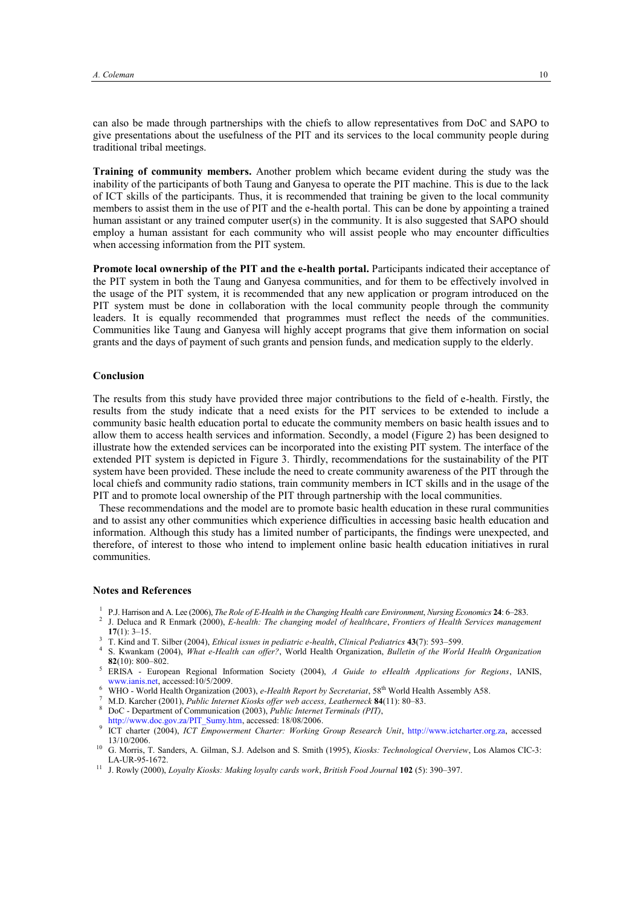can also be made through partnerships with the chiefs to allow representatives from DoC and SAPO to give presentations about the usefulness of the PIT and its services to the local community people during traditional tribal meetings.

**Training of community members.** Another problem which became evident during the study was the inability of the participants of both Taung and Ganyesa to operate the PIT machine. This is due to the lack of ICT skills of the participants. Thus, it is recommended that training be given to the local community members to assist them in the use of PIT and the e-health portal. This can be done by appointing a trained human assistant or any trained computer user(s) in the community. It is also suggested that SAPO should employ a human assistant for each community who will assist people who may encounter difficulties when accessing information from the PIT system.

**Promote local ownership of the PIT and the e-health portal.** Participants indicated their acceptance of the PIT system in both the Taung and Ganyesa communities, and for them to be effectively involved in the usage of the PIT system, it is recommended that any new application or program introduced on the PIT system must be done in collaboration with the local community people through the community leaders. It is equally recommended that programmes must reflect the needs of the communities. Communities like Taung and Ganyesa will highly accept programs that give them information on social grants and the days of payment of such grants and pension funds, and medication supply to the elderly.

## Conclusion

The results from this study have provided three major contributions to the field of e-health. Firstly, the results from the study indicate that a need exists for the PIT services to be extended to include a community basic health education portal to educate the community members on basic health issues and to allow them to access health services and information. Secondly, a model (Figure 2) has been designed to illustrate how the extended services can be incorporated into the existing PIT system. The interface of the extended PIT system is depicted in Figure 3. Thirdly, recommendations for the sustainability of the PIT system have been provided. These include the need to create community awareness of the PIT through the local chiefs and community radio stations, train community members in ICT skills and in the usage of the PIT and to promote local ownership of the PIT through partnership with the local communities.

These recommendations and the model are to promote basic health education in these rural communities and to assist any other communities which experience difficulties in accessing basic health education and information. Although this study has a limited number of participants, the findings were unexpected, and therefore, of interest to those who intend to implement online basic health education initiatives in rural communities.

## Notes and References

1. P.J. Harrison and A. Lee (2006), *The Role of E-Health in the Changing Health care Environment*, *Nursing Economics* **24**: 6–283.
2. J. Deluca and R Enmark (2000), *E-health: The changing model of healthcare*, *Frontiers of Health Services management* **17**(1): 3–15.
3. T. Kind and T. Silber (2004), *Ethical issues in pediatric e-health*, *Clinical Pediatrics* **43**(7): 593–599.
4. S. Kwankam (2004), *What e-Health can offer?*, World Health Organization, *Bulletin of the World Health Organization* **82**(10): 800–802.
5. ERISA - European Regional Information Society (2004), *A Guide to eHealth Applications for Regions*, IANIS, www.ianis.net, accessed:10/5/2009.
6. WHO - World Health Organization (2003), *e-Health Report by Secretariat*, 58th World Health Assembly A58.
7. M.D. Karcher (2001), *Public Internet Kiosks offer web access, Leatherneck* **84**(11): 80–83.
8. DoC - Department of Communication (2003), *Public Internet Terminals (PIT)*, http://www.doc.gov.za/PIT_Sumy.htm, accessed: 18/08/2006.
9. ICT charter (2004), *ICT Empowerment Charter: Working Group Research Unit*, http://www.ictcharter.org.za, accessed 13/10/2006.
10. G. Morris, T. Sanders, A. Gilman, S.J. Adelson and S. Smith (1995), *Kiosks: Technological Overview*, Los Alamos CIC-3: LA-UR-95-1672.
11. J. Rowly (2000), *Loyalty Kiosks: Making loyalty cards work*, *British Food Journal* **102** (5): 390–397.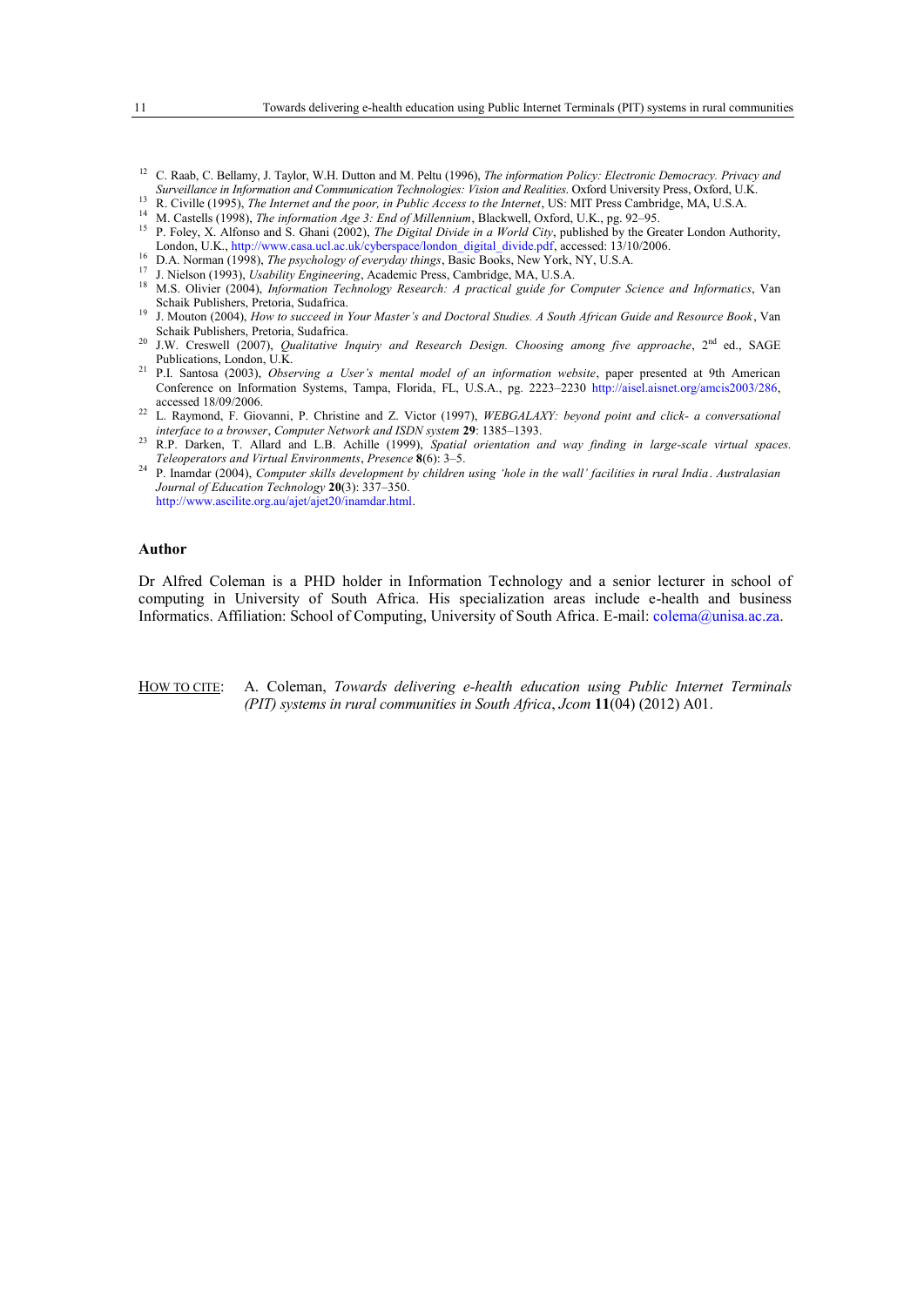[12] C. Raab, C. Bellamy, J. Taylor, W.H. Dutton and M. Peltu (1996), *The information Policy: Electronic Democracy. Privacy and Surveillance in Information and Communication Technologies: Vision and Realities.* Oxford University Press, Oxford, U.K.

[13] R. Civille (1995), *The Internet and the poor, in Public Access to the Internet*, US: MIT Press Cambridge, MA, U.S.A.

[14] M. Castells (1998), *The information Age 3: End of Millennium*, Blackwell, Oxford, U.K., pg. 92–95.

[15] P. Foley, X. Alfonso and S. Ghani (2002), *The Digital Divide in a World City*, published by the Greater London Authority, London, U.K., http://www.casa.ucl.ac.uk/cyberspace/london_digital_divide.pdf, accessed: 13/10/2006.

[16] D.A. Norman (1998), *The psychology of everyday things*, Basic Books, New York, NY, U.S.A.

[17] J. Nielson (1993), *Usability Engineering*, Academic Press, Cambridge, MA, U.S.A.

[18] M.S. Olivier (2004), *Information Technology Research: A practical guide for Computer Science and Informatics*, Van Schaik Publishers, Pretoria, Sudafrica.

[19] J. Mouton (2004), *How to succeed in Your Master's and Doctoral Studies. A South African Guide and Resource Book*, Van Schaik Publishers, Pretoria, Sudafrica.

[20] J.W. Creswell (2007), *Qualitative Inquiry and Research Design. Choosing among five approache*, 2nd ed., SAGE Publications, London, U.K.

[21] P.I. Santosa (2003), *Observing a User's mental model of an information website*, paper presented at 9th American Conference on Information Systems, Tampa, Florida, FL, U.S.A., pg. 2223–2230 http://aisel.aisnet.org/amcis2003/286, accessed 18/09/2006.

[22] L. Raymond, F. Giovanni, P. Christine and Z. Victor (1997), *WEBGALAXY: beyond point and click- a conversational interface to a browser*, *Computer Network and ISDN system* **29**: 1385–1393.

[23] R.P. Darken, T. Allard and L.B. Achille (1999), *Spatial orientation and way finding in large-scale virtual spaces. Teleoperators and Virtual Environments*, *Presence* **8**(6): 3–5.

[24] P. Inamdar (2004), *Computer skills development by children using 'hole in the wall' facilities in rural India*. *Australasian Journal of Education Technology* **20**(3): 337–350. http://www.ascilite.org.au/ajet/ajet20/inamdar.html.

## Author

Dr Alfred Coleman is a PHD holder in Information Technology and a senior lecturer in school of computing in University of South Africa. His specialization areas include e-health and business Informatics. Affiliation: School of Computing, University of South Africa. E-mail: colema@unisa.ac.za.

HOW TO CITE: A. Coleman, *Towards delivering e-health education using Public Internet Terminals (PIT) systems in rural communities in South Africa*, *Jcom* **11**(04) (2012) A01.